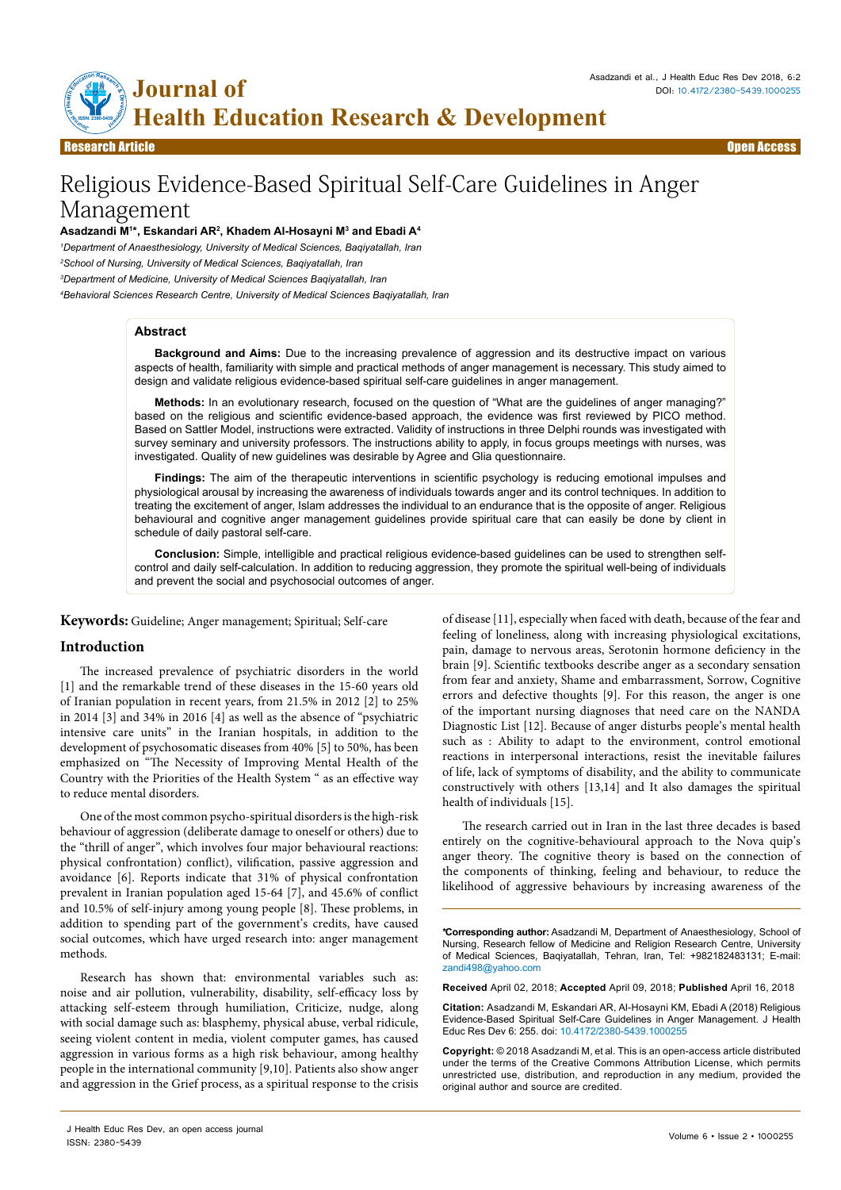Research Article | Open Access

# Religious Evidence-Based Spiritual Self-Care Guidelines in Anger Management

**Asadzandi M[1]*, Eskandari AR[2], Khadem Al-Hosayni M[3] and Ebadi A[4]**

[1]*Department of Anaesthesiology, University of Medical Sciences, Baqiyatallah, Iran*

[2]*School of Nursing, University of Medical Sciences, Baqiyatallah, Iran*

[3]*Department of Medicine, University of Medical Sciences Baqiyatallah, Iran*

[4]*Behavioral Sciences Research Centre, University of Medical Sciences Baqiyatallah, Iran*

## Abstract

**Background and Aims:** Due to the increasing prevalence of aggression and its destructive impact on various aspects of health, familiarity with simple and practical methods of anger management is necessary. This study aimed to design and validate religious evidence-based spiritual self-care guidelines in anger management.

**Methods:** In an evolutionary research, focused on the question of "What are the guidelines of anger managing?" based on the religious and scientific evidence-based approach, the evidence was first reviewed by PICO method. Based on Sattler Model, instructions were extracted. Validity of instructions in three Delphi rounds was investigated with survey seminary and university professors. The instructions ability to apply, in focus groups meetings with nurses, was investigated. Quality of new guidelines was desirable by Agree and Glia questionnaire.

**Findings:** The aim of the therapeutic interventions in scientific psychology is reducing emotional impulses and physiological arousal by increasing the awareness of individuals towards anger and its control techniques. In addition to treating the excitement of anger, Islam addresses the individual to an endurance that is the opposite of anger. Religious behavioural and cognitive anger management guidelines provide spiritual care that can easily be done by client in schedule of daily pastoral self-care.

**Conclusion:** Simple, intelligible and practical religious evidence-based guidelines can be used to strengthen self-control and daily self-calculation. In addition to reducing aggression, they promote the spiritual well-being of individuals and prevent the social and psychosocial outcomes of anger.

**Keywords:** Guideline; Anger management; Spiritual; Self-care

## Introduction

The increased prevalence of psychiatric disorders in the world [1] and the remarkable trend of these diseases in the 15-60 years old of Iranian population in recent years, from 21.5% in 2012 [2] to 25% in 2014 [3] and 34% in 2016 [4] as well as the absence of "psychiatric intensive care units" in the Iranian hospitals, in addition to the development of psychosomatic diseases from 40% [5] to 50%, has been emphasized on "The Necessity of Improving Mental Health of the Country with the Priorities of the Health System " as an effective way to reduce mental disorders.

One of the most common psycho-spiritual disorders is the high-risk behaviour of aggression (deliberate damage to oneself or others) due to the "thrill of anger", which involves four major behavioural reactions: physical confrontation) conflict), vilification, passive aggression and avoidance [6]. Reports indicate that 31% of physical confrontation prevalent in Iranian population aged 15-64 [7], and 45.6% of conflict and 10.5% of self-injury among young people [8]. These problems, in addition to spending part of the government's credits, have caused social outcomes, which have urged research into: anger management methods.

Research has shown that: environmental variables such as: noise and air pollution, vulnerability, disability, self-efficacy loss by attacking self-esteem through humiliation, Criticize, nudge, along with social damage such as: blasphemy, physical abuse, verbal ridicule, seeing violent content in media, violent computer games, has caused aggression in various forms as a high risk behaviour, among healthy people in the international community [9,10]. Patients also show anger and aggression in the Grief process, as a spiritual response to the crisis of disease [11], especially when faced with death, because of the fear and feeling of loneliness, along with increasing physiological excitations, pain, damage to nervous areas, Serotonin hormone deficiency in the brain [9]. Scientific textbooks describe anger as a secondary sensation from fear and anxiety, Shame and embarrassment, Sorrow, Cognitive errors and defective thoughts [9]. For this reason, the anger is one of the important nursing diagnoses that need care on the NANDA Diagnostic List [12]. Because of anger disturbs people's mental health such as : Ability to adapt to the environment, control emotional reactions in interpersonal interactions, resist the inevitable failures of life, lack of symptoms of disability, and the ability to communicate constructively with others [13,14] and It also damages the spiritual health of individuals [15].

The research carried out in Iran in the last three decades is based entirely on the cognitive-behavioural approach to the Nova quip's anger theory. The cognitive theory is based on the connection of the components of thinking, feeling and behaviour, to reduce the likelihood of aggressive behaviours by increasing awareness of the

**\*Corresponding author:** Asadzandi M, Department of Anaesthesiology, School of Nursing, Research fellow of Medicine and Religion Research Centre, University of Medical Sciences, Baqiyatallah, Tehran, Iran, Tel: +982182483131; E-mail: zandi498@yahoo.com

**Received** April 02, 2018; **Accepted** April 09, 2018; **Published** April 16, 2018

**Citation:** Asadzandi M, Eskandari AR, Al-Hosayni KM, Ebadi A (2018) Religious Evidence-Based Spiritual Self-Care Guidelines in Anger Management. J Health Educ Res Dev 6: 255. doi: 10.4172/2380-5439.1000255

**Copyright:** © 2018 Asadzandi M, et al. This is an open-access article distributed under the terms of the Creative Commons Attribution License, which permits unrestricted use, distribution, and reproduction in any medium, provided the original author and source are credited.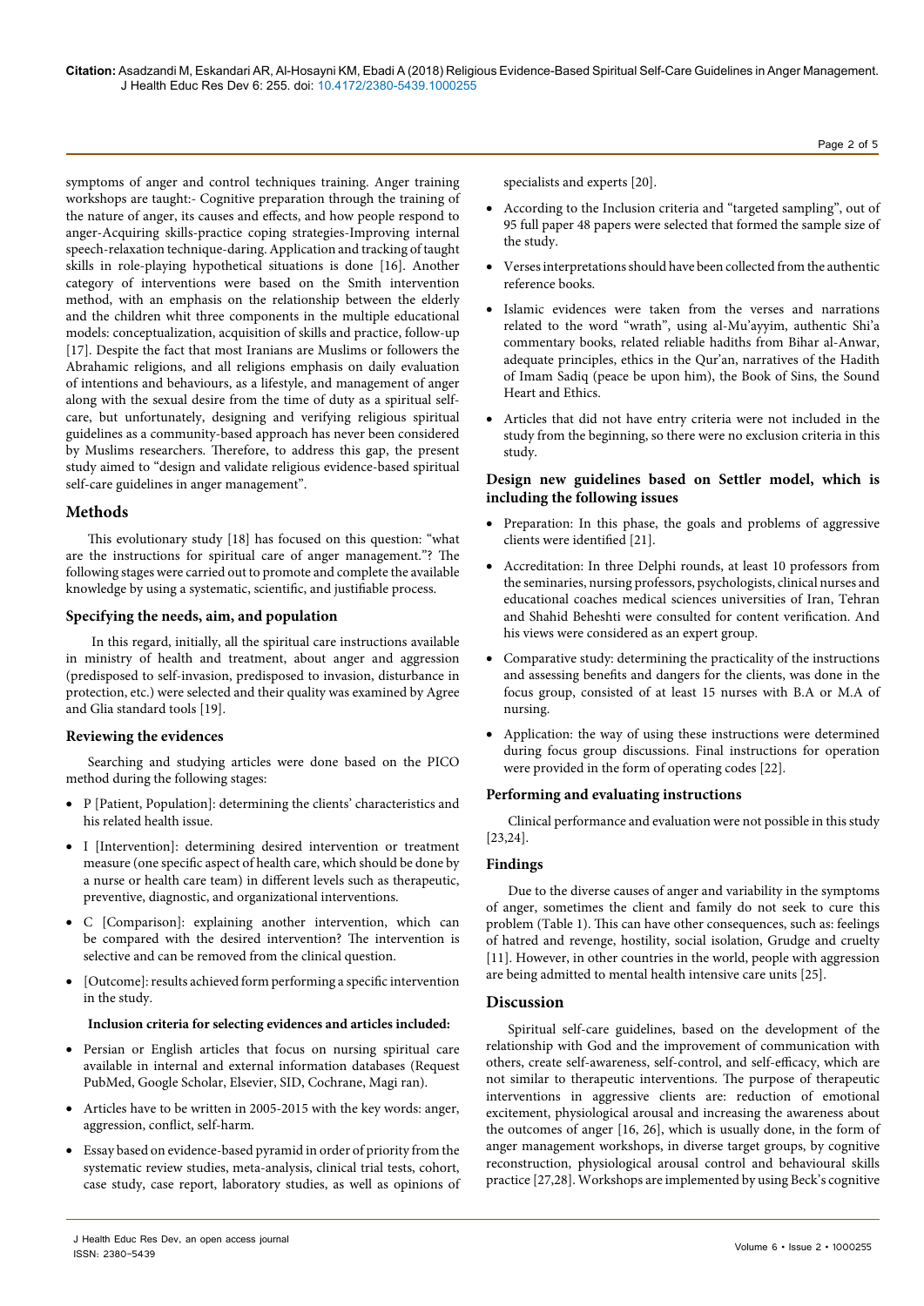symptoms of anger and control techniques training. Anger training workshops are taught:- Cognitive preparation through the training of the nature of anger, its causes and effects, and how people respond to anger-Acquiring skills-practice coping strategies-Improving internal speech-relaxation technique-daring. Application and tracking of taught skills in role-playing hypothetical situations is done [16]. Another category of interventions were based on the Smith intervention method, with an emphasis on the relationship between the elderly and the children whit three components in the multiple educational models: conceptualization, acquisition of skills and practice, follow-up [17]. Despite the fact that most Iranians are Muslims or followers the Abrahamic religions, and all religions emphasis on daily evaluation of intentions and behaviours, as a lifestyle, and management of anger along with the sexual desire from the time of duty as a spiritual self-care, but unfortunately, designing and verifying religious spiritual guidelines as a community-based approach has never been considered by Muslims researchers. Therefore, to address this gap, the present study aimed to "design and validate religious evidence-based spiritual self-care guidelines in anger management".

## Methods

This evolutionary study [18] has focused on this question: "what are the instructions for spiritual care of anger management."? The following stages were carried out to promote and complete the available knowledge by using a systematic, scientific, and justifiable process.

### Specifying the needs, aim, and population

In this regard, initially, all the spiritual care instructions available in ministry of health and treatment, about anger and aggression (predisposed to self-invasion, predisposed to invasion, disturbance in protection, etc.) were selected and their quality was examined by Agree and Glia standard tools [19].

### Reviewing the evidences

Searching and studying articles were done based on the PICO method during the following stages:

- P [Patient, Population]: determining the clients' characteristics and his related health issue.
- I [Intervention]: determining desired intervention or treatment measure (one specific aspect of health care, which should be done by a nurse or health care team) in different levels such as therapeutic, preventive, diagnostic, and organizational interventions.
- C [Comparison]: explaining another intervention, which can be compared with the desired intervention? The intervention is selective and can be removed from the clinical question.
- [Outcome]: results achieved form performing a specific intervention in the study.

**Inclusion criteria for selecting evidences and articles included:**

- Persian or English articles that focus on nursing spiritual care available in internal and external information databases (Request PubMed, Google Scholar, Elsevier, SID, Cochrane, Magi ran).
- Articles have to be written in 2005-2015 with the key words: anger, aggression, conflict, self-harm.
- Essay based on evidence-based pyramid in order of priority from the systematic review studies, meta-analysis, clinical trial tests, cohort, case study, case report, laboratory studies, as well as opinions of specialists and experts [20].
- According to the Inclusion criteria and "targeted sampling", out of 95 full paper 48 papers were selected that formed the sample size of the study.
- Verses interpretations should have been collected from the authentic reference books.
- Islamic evidences were taken from the verses and narrations related to the word "wrath", using al-Mu'ayyim, authentic Shi'a commentary books, related reliable hadiths from Bihar al-Anwar, adequate principles, ethics in the Qur'an, narratives of the Hadith of Imam Sadiq (peace be upon him), the Book of Sins, the Sound Heart and Ethics.
- Articles that did not have entry criteria were not included in the study from the beginning, so there were no exclusion criteria in this study.

### Design new guidelines based on Settler model, which is including the following issues

- Preparation: In this phase, the goals and problems of aggressive clients were identified [21].
- Accreditation: In three Delphi rounds, at least 10 professors from the seminaries, nursing professors, psychologists, clinical nurses and educational coaches medical sciences universities of Iran, Tehran and Shahid Beheshti were consulted for content verification. And his views were considered as an expert group.
- Comparative study: determining the practicality of the instructions and assessing benefits and dangers for the clients, was done in the focus group, consisted of at least 15 nurses with B.A or M.A of nursing.
- Application: the way of using these instructions were determined during focus group discussions. Final instructions for operation were provided in the form of operating codes [22].

### Performing and evaluating instructions

Clinical performance and evaluation were not possible in this study [23,24].

### Findings

Due to the diverse causes of anger and variability in the symptoms of anger, sometimes the client and family do not seek to cure this problem (Table 1). This can have other consequences, such as: feelings of hatred and revenge, hostility, social isolation, Grudge and cruelty [11]. However, in other countries in the world, people with aggression are being admitted to mental health intensive care units [25].

## Discussion

Spiritual self-care guidelines, based on the development of the relationship with God and the improvement of communication with others, create self-awareness, self-control, and self-efficacy, which are not similar to therapeutic interventions. The purpose of therapeutic interventions in aggressive clients are: reduction of emotional excitement, physiological arousal and increasing the awareness about the outcomes of anger [16, 26], which is usually done, in the form of anger management workshops, in diverse target groups, by cognitive reconstruction, physiological arousal control and behavioural skills practice [27,28]. Workshops are implemented by using Beck's cognitive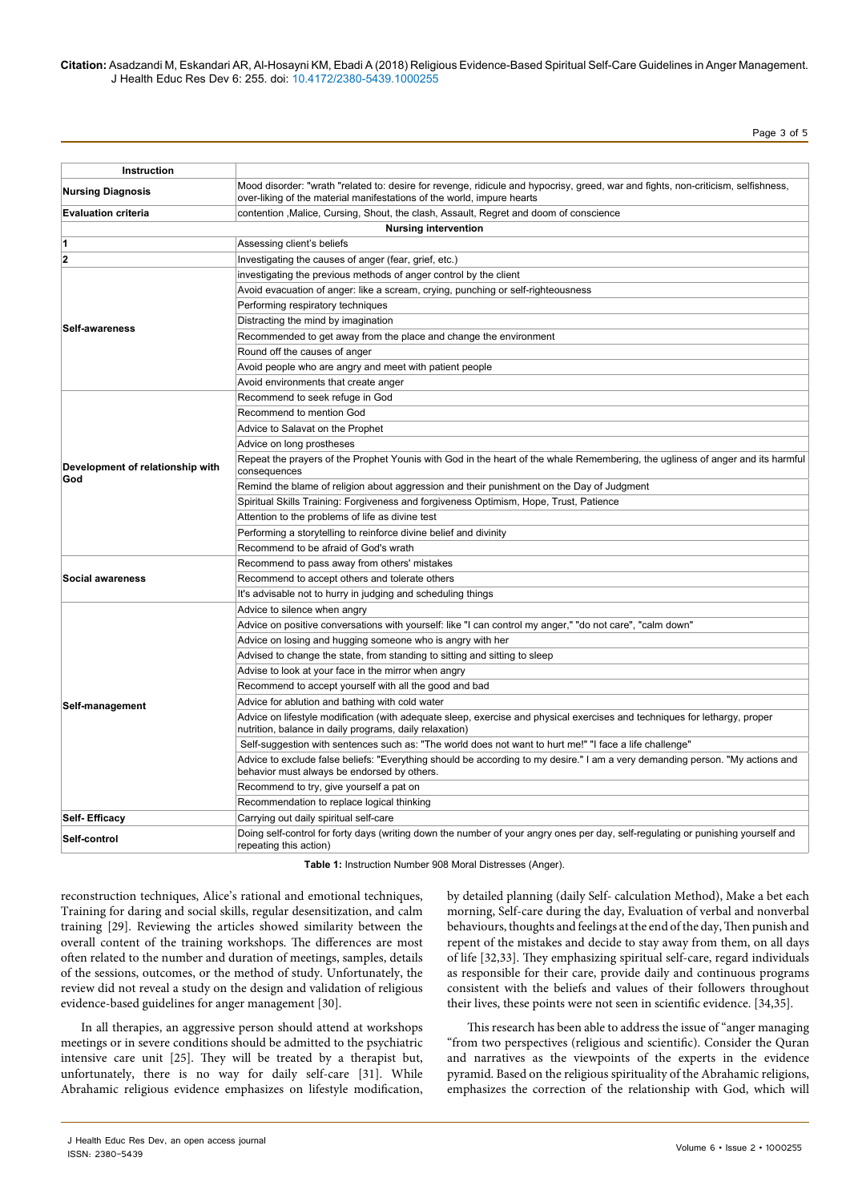| Instruction | |
|---|---|
| **Nursing Diagnosis** | Mood disorder: "wrath "related to: desire for revenge, ridicule and hypocrisy, greed, war and fights, non-criticism, selfishness, over-liking of the material manifestations of the world, impure hearts |
| **Evaluation criteria** | contention ,Malice, Cursing, Shout, the clash, Assault, Regret and doom of conscience |
| | **Nursing intervention** |
| **1** | Assessing client's beliefs |
| **2** | Investigating the causes of anger (fear, grief, etc.) |
| **Self-awareness** | investigating the previous methods of anger control by the client |
| | Avoid evacuation of anger: like a scream, crying, punching or self-righteousness |
| | Performing respiratory techniques |
| | Distracting the mind by imagination |
| | Recommended to get away from the place and change the environment |
| | Round off the causes of anger |
| | Avoid people who are angry and meet with patient people |
| | Avoid environments that create anger |
| **Development of relationship with God** | Recommend to seek refuge in God |
| | Recommend to mention God |
| | Advice to Salavat on the Prophet |
| | Advice on long prostheses |
| | Repeat the prayers of the Prophet Younis with God in the heart of the whale Remembering, the ugliness of anger and its harmful consequences |
| | Remind the blame of religion about aggression and their punishment on the Day of Judgment |
| | Spiritual Skills Training: Forgiveness and forgiveness Optimism, Hope, Trust, Patience |
| | Attention to the problems of life as divine test |
| | Performing a storytelling to reinforce divine belief and divinity |
| | Recommend to be afraid of God's wrath |
| **Social awareness** | Recommend to pass away from others' mistakes |
| | Recommend to accept others and tolerate others |
| | It's advisable not to hurry in judging and scheduling things |
| **Self-management** | Advice to silence when angry |
| | Advice on positive conversations with yourself: like "I can control my anger," "do not care", "calm down" |
| | Advice on losing and hugging someone who is angry with her |
| | Advised to change the state, from standing to sitting and sitting to sleep |
| | Advise to look at your face in the mirror when angry |
| | Recommend to accept yourself with all the good and bad |
| | Advice for ablution and bathing with cold water |
| | Advice on lifestyle modification (with adequate sleep, exercise and physical exercises and techniques for lethargy, proper nutrition, balance in daily programs, daily relaxation) |
| | Self-suggestion with sentences such as: "The world does not want to hurt me!" "I face a life challenge" |
| | Advice to exclude false beliefs: "Everything should be according to my desire." I am a very demanding person. "My actions and behavior must always be endorsed by others. |
| | Recommend to try, give yourself a pat on |
| | Recommendation to replace logical thinking |
| **Self- Efficacy** | Carrying out daily spiritual self-care |
| **Self-control** | Doing self-control for forty days (writing down the number of your angry ones per day, self-regulating or punishing yourself and repeating this action) |

**Table 1:** Instruction Number 908 Moral Distresses (Anger).

reconstruction techniques, Alice's rational and emotional techniques, Training for daring and social skills, regular desensitization, and calm training [29]. Reviewing the articles showed similarity between the overall content of the training workshops. The differences are most often related to the number and duration of meetings, samples, details of the sessions, outcomes, or the method of study. Unfortunately, the review did not reveal a study on the design and validation of religious evidence-based guidelines for anger management [30].

In all therapies, an aggressive person should attend at workshops meetings or in severe conditions should be admitted to the psychiatric intensive care unit [25]. They will be treated by a therapist but, unfortunately, there is no way for daily self-care [31]. While Abrahamic religious evidence emphasizes on lifestyle modification, by detailed planning (daily Self- calculation Method), Make a bet each morning, Self-care during the day, Evaluation of verbal and nonverbal behaviours, thoughts and feelings at the end of the day, Then punish and repent of the mistakes and decide to stay away from them, on all days of life [32,33]. They emphasizing spiritual self-care, regard individuals as responsible for their care, provide daily and continuous programs consistent with the beliefs and values of their followers throughout their lives, these points were not seen in scientific evidence. [34,35].

This research has been able to address the issue of "anger managing "from two perspectives (religious and scientific). Consider the Quran and narratives as the viewpoints of the experts in the evidence pyramid. Based on the religious spirituality of the Abrahamic religions, emphasizes the correction of the relationship with God, which will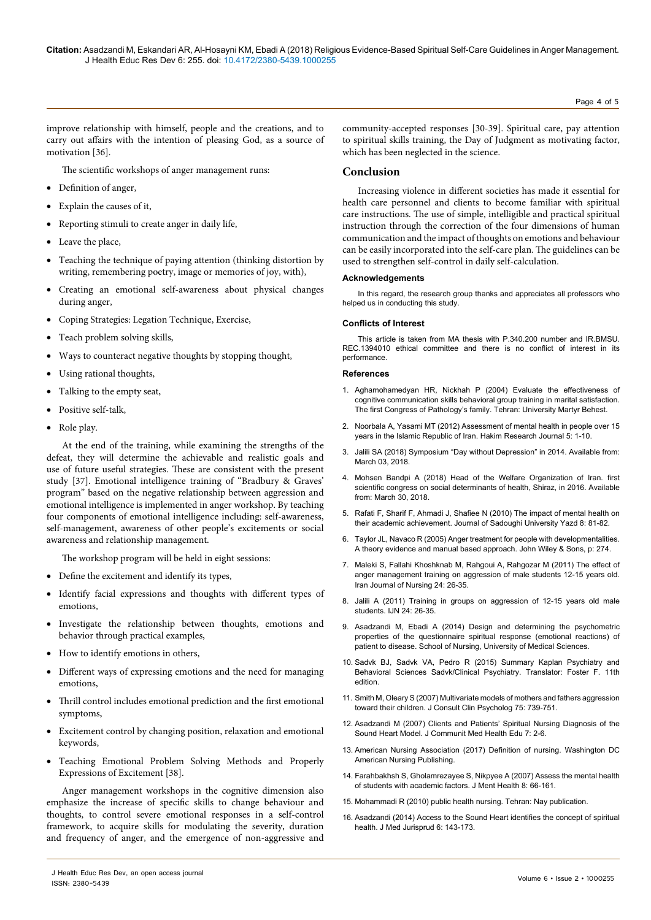improve relationship with himself, people and the creations, and to carry out affairs with the intention of pleasing God, as a source of motivation [36].

The scientific workshops of anger management runs:

- Definition of anger,
- Explain the causes of it,
- Reporting stimuli to create anger in daily life,
- Leave the place,
- Teaching the technique of paying attention (thinking distortion by writing, remembering poetry, image or memories of joy, with),
- Creating an emotional self-awareness about physical changes during anger,
- Coping Strategies: Legation Technique, Exercise,
- Teach problem solving skills,
- Ways to counteract negative thoughts by stopping thought,
- Using rational thoughts,
- Talking to the empty seat,
- Positive self-talk,
- Role play.

At the end of the training, while examining the strengths of the defeat, they will determine the achievable and realistic goals and use of future useful strategies. These are consistent with the present study [37]. Emotional intelligence training of "Bradbury & Graves' program" based on the negative relationship between aggression and emotional intelligence is implemented in anger workshop. By teaching four components of emotional intelligence including: self-awareness, self-management, awareness of other people's excitements or social awareness and relationship management.

The workshop program will be held in eight sessions:

- Define the excitement and identify its types,
- Identify facial expressions and thoughts with different types of emotions,
- Investigate the relationship between thoughts, emotions and behavior through practical examples,
- How to identify emotions in others,
- Different ways of expressing emotions and the need for managing emotions,
- Thrill control includes emotional prediction and the first emotional symptoms,
- Excitement control by changing position, relaxation and emotional keywords,
- Teaching Emotional Problem Solving Methods and Properly Expressions of Excitement [38].

Anger management workshops in the cognitive dimension also emphasize the increase of specific skills to change behaviour and thoughts, to control severe emotional responses in a self-control framework, to acquire skills for modulating the severity, duration and frequency of anger, and the emergence of non-aggressive and community-accepted responses [30-39]. Spiritual care, pay attention to spiritual skills training, the Day of Judgment as motivating factor, which has been neglected in the science.

## Conclusion

Increasing violence in different societies has made it essential for health care personnel and clients to become familiar with spiritual care instructions. The use of simple, intelligible and practical spiritual instruction through the correction of the four dimensions of human communication and the impact of thoughts on emotions and behaviour can be easily incorporated into the self-care plan. The guidelines can be used to strengthen self-control in daily self-calculation.

### Acknowledgements

In this regard, the research group thanks and appreciates all professors who helped us in conducting this study.

### Conflicts of Interest

This article is taken from MA thesis with P.340.200 number and IR.BMSU. REC.1394010 ethical committee and there is no conflict of interest in its performance.

### References

1. Aghamohamedyan HR, Nickhah P (2004) Evaluate the effectiveness of cognitive communication skills behavioral group training in marital satisfaction. The first Congress of Pathology's family. Tehran: University Martyr Behest.
2. Noorbala A, Yasami MT (2012) Assessment of mental health in people over 15 years in the Islamic Republic of Iran. Hakim Research Journal 5: 1-10.
3. Jalili SA (2018) Symposium "Day without Depression" in 2014. Available from: March 03, 2018.
4. Mohsen Bandpi A (2018) Head of the Welfare Organization of Iran. first scientific congress on social determinants of health, Shiraz, in 2016. Available from: March 30, 2018.
5. Rafati F, Sharif F, Ahmadi J, Shafiee N (2010) The impact of mental health on their academic achievement. Journal of Sadoughi University Yazd 8: 81-82.
6. Taylor JL, Navaco R (2005) Anger treatment for people with developmentalities. A theory evidence and manual based approach. John Wiley & Sons, p: 274.
7. Maleki S, Fallahi Khoshknab M, Rahgoui A, Rahgozar M (2011) The effect of anger management training on aggression of male students 12-15 years old. Iran Journal of Nursing 24: 26-35.
8. Jalili A (2011) Training in groups on aggression of 12-15 years old male students. IJN 24: 26-35.
9. Asadzandi M, Ebadi A (2014) Design and determining the psychometric properties of the questionnaire spiritual response (emotional reactions) of patient to disease. School of Nursing, University of Medical Sciences.
10. Sadvk BJ, Sadvk VA, Pedro R (2015) Summary Kaplan Psychiatry and Behavioral Sciences Sadvk/Clinical Psychiatry. Translator: Foster F. 11th edition.
11. Smith M, Oleary S (2007) Multivariate models of mothers and fathers aggression toward their children. J Consult Clin Psycholog 75: 739-751.
12. Asadzandi M (2007) Clients and Patients' Spiritual Nursing Diagnosis of the Sound Heart Model. J Communit Med Health Edu 7: 2-6.
13. American Nursing Association (2017) Definition of nursing. Washington DC American Nursing Publishing.
14. Farahbakhsh S, Gholamrezayee S, Nikpyee A (2007) Assess the mental health of students with academic factors. J Ment Health 8: 66-161.
15. Mohammadi R (2010) public health nursing. Tehran: Nay publication.
16. Asadzandi (2014) Access to the Sound Heart identifies the concept of spiritual health. J Med Jurisprud 6: 143-173.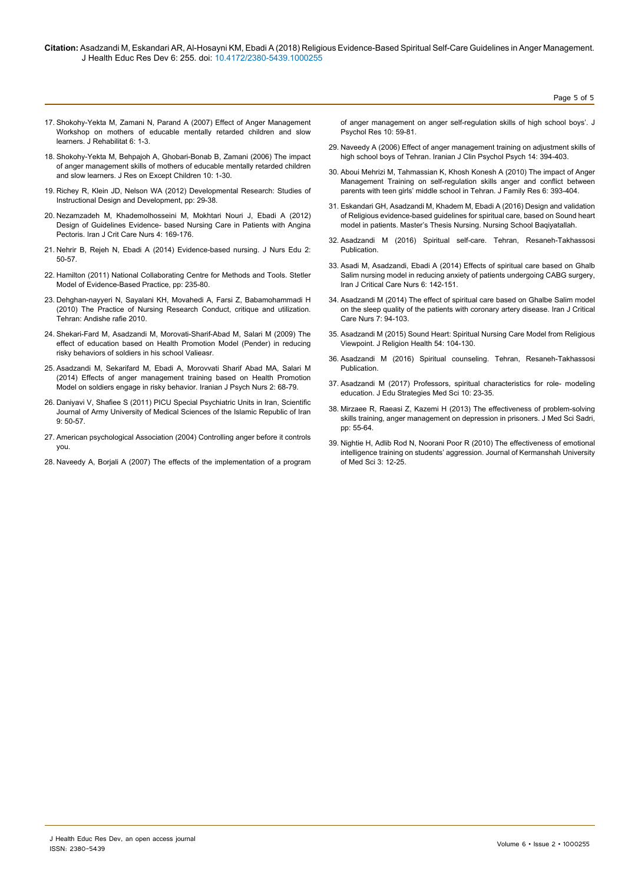17. Shokohy-Yekta M, Zamani N, Parand A (2007) Effect of Anger Management Workshop on mothers of educable mentally retarded children and slow learners. J Rehabilitat 6: 1-3.
18. Shokohy-Yekta M, Behpajoh A, Ghobari-Bonab B, Zamani (2006) The impact of anger management skills of mothers of educable mentally retarded children and slow learners. J Res on Except Children 10: 1-30.
19. Richey R, Klein JD, Nelson WA (2012) Developmental Research: Studies of Instructional Design and Development, pp: 29-38.
20. Nezamzadeh M, Khademolhosseini M, Mokhtari Nouri J, Ebadi A (2012) Design of Guidelines Evidence- based Nursing Care in Patients with Angina Pectoris. Iran J Crit Care Nurs 4: 169-176.
21. Nehrir B, Rejeh N, Ebadi A (2014) Evidence-based nursing. J Nurs Edu 2: 50-57.
22. Hamilton (2011) National Collaborating Centre for Methods and Tools. Stetler Model of Evidence-Based Practice, pp: 235-80.
23. Dehghan-nayyeri N, Sayalani KH, Movahedi A, Farsi Z, Babamohammadi H (2010) The Practice of Nursing Research Conduct, critique and utilization. Tehran: Andishe rafie 2010.
24. Shekari-Fard M, Asadzandi M, Morovati-Sharif-Abad M, Salari M (2009) The effect of education based on Health Promotion Model (Pender) in reducing risky behaviors of soldiers in his school Valieasr.
25. Asadzandi M, Sekarifard M, Ebadi A, Morovvati Sharif Abad MA, Salari M (2014) Effects of anger management training based on Health Promotion Model on soldiers engage in risky behavior. Iranian J Psych Nurs 2: 68-79.
26. Daniyavi V, Shafiee S (2011) PICU Special Psychiatric Units in Iran, Scientific Journal of Army University of Medical Sciences of the Islamic Republic of Iran 9: 50-57.
27. American psychological Association (2004) Controlling anger before it controls you.
28. Naveedy A, Borjali A (2007) The effects of the implementation of a program of anger management on anger self-regulation skills of high school boys'. J Psychol Res 10: 59-81.
29. Naveedy A (2006) Effect of anger management training on adjustment skills of high school boys of Tehran. Iranian J Clin Psychol Psych 14: 394-403.
30. Aboui Mehrizi M, Tahmassian K, Khosh Konesh A (2010) The impact of Anger Management Training on self-regulation skills anger and conflict between parents with teen girls' middle school in Tehran. J Family Res 6: 393-404.
31. Eskandari GH, Asadzandi M, Khadem M, Ebadi A (2016) Design and validation of Religious evidence-based guidelines for spiritual care, based on Sound heart model in patients. Master's Thesis Nursing. Nursing School Baqiyatallah.
32. Asadzandi M (2016) Spiritual self-care. Tehran, Resaneh-Takhassosi Publication.
33. Asadi M, Asadzandi, Ebadi A (2014) Effects of spiritual care based on Ghalb Salim nursing model in reducing anxiety of patients undergoing CABG surgery, Iran J Critical Care Nurs 6: 142-151.
34. Asadzandi M (2014) The effect of spiritual care based on Ghalbe Salim model on the sleep quality of the patients with coronary artery disease. Iran J Critical Care Nurs 7: 94-103.
35. Asadzandi M (2015) Sound Heart: Spiritual Nursing Care Model from Religious Viewpoint. J Religion Health 54: 104-130.
36. Asadzandi M (2016) Spiritual counseling. Tehran, Resaneh-Takhassosi Publication.
37. Asadzandi M (2017) Professors, spiritual characteristics for role- modeling education. J Edu Strategies Med Sci 10: 23-35.
38. Mirzaee R, Raeasi Z, Kazemi H (2013) The effectiveness of problem-solving skills training, anger management on depression in prisoners. J Med Sci Sadri, pp: 55-64.
39. Nightie H, Adlib Rod N, Noorani Poor R (2010) The effectiveness of emotional intelligence training on students' aggression. Journal of Kermanshah University of Med Sci 3: 12-25.